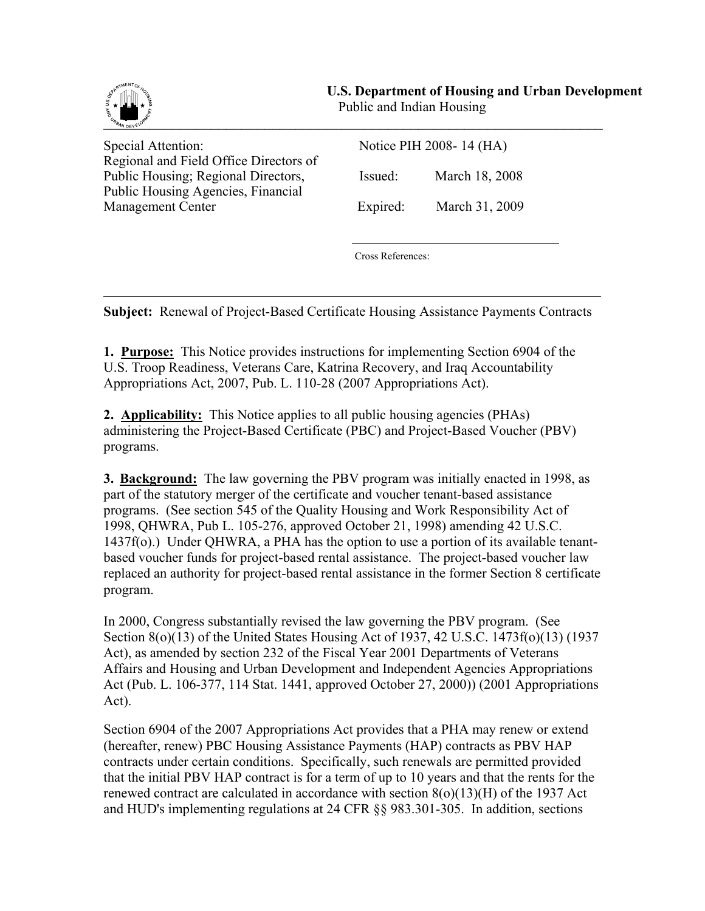**U.S. Department of Housing and Urban Development**
Public and Indian Housing

---

| | |
|---|---|
| Special Attention: Regional and Field Office Directors of Public Housing; Regional Directors, Public Housing Agencies, Financial Management Center | Notice PIH 2008- 14 (HA) |
| | Issued: March 18, 2008 |
| | Expired: March 31, 2009 |
| | Cross References: |

---

**Subject:** Renewal of Project-Based Certificate Housing Assistance Payments Contracts

**1. Purpose:** This Notice provides instructions for implementing Section 6904 of the U.S. Troop Readiness, Veterans Care, Katrina Recovery, and Iraq Accountability Appropriations Act, 2007, Pub. L. 110-28 (2007 Appropriations Act).

**2. Applicability:** This Notice applies to all public housing agencies (PHAs) administering the Project-Based Certificate (PBC) and Project-Based Voucher (PBV) programs.

**3. Background:** The law governing the PBV program was initially enacted in 1998, as part of the statutory merger of the certificate and voucher tenant-based assistance programs. (See section 545 of the Quality Housing and Work Responsibility Act of 1998, QHWRA, Pub L. 105-276, approved October 21, 1998) amending 42 U.S.C. 1437f(o).) Under QHWRA, a PHA has the option to use a portion of its available tenant-based voucher funds for project-based rental assistance. The project-based voucher law replaced an authority for project-based rental assistance in the former Section 8 certificate program.

In 2000, Congress substantially revised the law governing the PBV program. (See Section 8(o)(13) of the United States Housing Act of 1937, 42 U.S.C. 1473f(o)(13) (1937 Act), as amended by section 232 of the Fiscal Year 2001 Departments of Veterans Affairs and Housing and Urban Development and Independent Agencies Appropriations Act (Pub. L. 106-377, 114 Stat. 1441, approved October 27, 2000)) (2001 Appropriations Act).

Section 6904 of the 2007 Appropriations Act provides that a PHA may renew or extend (hereafter, renew) PBC Housing Assistance Payments (HAP) contracts as PBV HAP contracts under certain conditions. Specifically, such renewals are permitted provided that the initial PBV HAP contract is for a term of up to 10 years and that the rents for the renewed contract are calculated in accordance with section 8(o)(13)(H) of the 1937 Act and HUD's implementing regulations at 24 CFR §§ 983.301-305. In addition, sections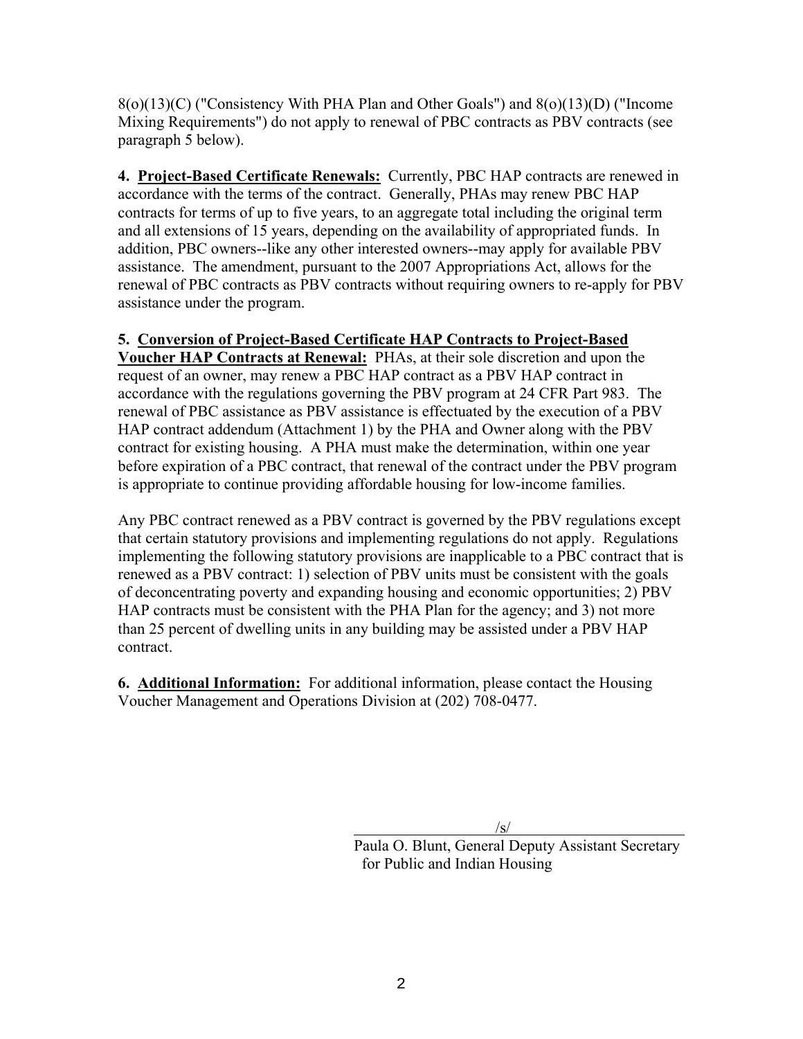8(o)(13)(C) ("Consistency With PHA Plan and Other Goals") and 8(o)(13)(D) ("Income Mixing Requirements") do not apply to renewal of PBC contracts as PBV contracts (see paragraph 5 below).

**4. <u>Project-Based Certificate Renewals:</u>** Currently, PBC HAP contracts are renewed in accordance with the terms of the contract. Generally, PHAs may renew PBC HAP contracts for terms of up to five years, to an aggregate total including the original term and all extensions of 15 years, depending on the availability of appropriated funds. In addition, PBC owners--like any other interested owners--may apply for available PBV assistance. The amendment, pursuant to the 2007 Appropriations Act, allows for the renewal of PBC contracts as PBV contracts without requiring owners to re-apply for PBV assistance under the program.

**5. <u>Conversion of Project-Based Certificate HAP Contracts to Project-Based Voucher HAP Contracts at Renewal:</u>** PHAs, at their sole discretion and upon the request of an owner, may renew a PBC HAP contract as a PBV HAP contract in accordance with the regulations governing the PBV program at 24 CFR Part 983. The renewal of PBC assistance as PBV assistance is effectuated by the execution of a PBV HAP contract addendum (Attachment 1) by the PHA and Owner along with the PBV contract for existing housing. A PHA must make the determination, within one year before expiration of a PBC contract, that renewal of the contract under the PBV program is appropriate to continue providing affordable housing for low-income families.

Any PBC contract renewed as a PBV contract is governed by the PBV regulations except that certain statutory provisions and implementing regulations do not apply. Regulations implementing the following statutory provisions are inapplicable to a PBC contract that is renewed as a PBV contract: 1) selection of PBV units must be consistent with the goals of deconcentrating poverty and expanding housing and economic opportunities; 2) PBV HAP contracts must be consistent with the PHA Plan for the agency; and 3) not more than 25 percent of dwelling units in any building may be assisted under a PBV HAP contract.

**6. <u>Additional Information:</u>** For additional information, please contact the Housing Voucher Management and Operations Division at (202) 708-0477.

/s/

Paula O. Blunt, General Deputy Assistant Secretary
for Public and Indian Housing